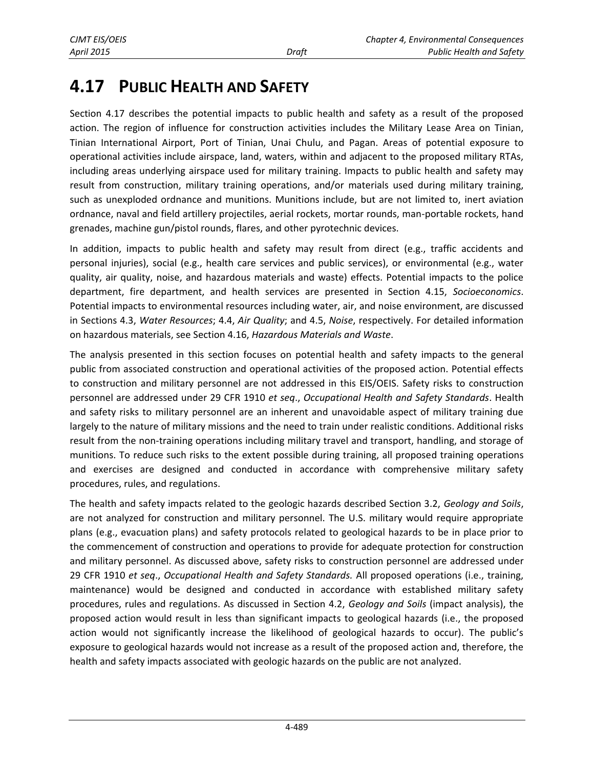# 4.17 PUBLIC HEALTH AND SAFETY

Section 4.17 describes the potential impacts to public health and safety as a result of the proposed action. The region of influence for construction activities includes the Military Lease Area on Tinian, Tinian International Airport, Port of Tinian, Unai Chulu, and Pagan. Areas of potential exposure to operational activities include airspace, land, waters, within and adjacent to the proposed military RTAs, including areas underlying airspace used for military training. Impacts to public health and safety may result from construction, military training operations, and/or materials used during military training, such as unexploded ordnance and munitions. Munitions include, but are not limited to, inert aviation ordnance, naval and field artillery projectiles, aerial rockets, mortar rounds, man-portable rockets, hand grenades, machine gun/pistol rounds, flares, and other pyrotechnic devices.

In addition, impacts to public health and safety may result from direct (e.g., traffic accidents and personal injuries), social (e.g., health care services and public services), or environmental (e.g., water quality, air quality, noise, and hazardous materials and waste) effects. Potential impacts to the police department, fire department, and health services are presented in Section 4.15, *Socioeconomics*. Potential impacts to environmental resources including water, air, and noise environment, are discussed in Sections 4.3, *Water Resources*; 4.4, *Air Quality*; and 4.5, *Noise*, respectively. For detailed information on hazardous materials, see Section 4.16, *Hazardous Materials and Waste*.

The analysis presented in this section focuses on potential health and safety impacts to the general public from associated construction and operational activities of the proposed action. Potential effects to construction and military personnel are not addressed in this EIS/OEIS. Safety risks to construction personnel are addressed under 29 CFR 1910 *et seq*., *Occupational Health and Safety Standards*. Health and safety risks to military personnel are an inherent and unavoidable aspect of military training due largely to the nature of military missions and the need to train under realistic conditions. Additional risks result from the non-training operations including military travel and transport, handling, and storage of munitions. To reduce such risks to the extent possible during training, all proposed training operations and exercises are designed and conducted in accordance with comprehensive military safety procedures, rules, and regulations.

The health and safety impacts related to the geologic hazards described Section 3.2, *Geology and Soils*, are not analyzed for construction and military personnel. The U.S. military would require appropriate plans (e.g., evacuation plans) and safety protocols related to geological hazards to be in place prior to the commencement of construction and operations to provide for adequate protection for construction and military personnel. As discussed above, safety risks to construction personnel are addressed under 29 CFR 1910 *et seq*., *Occupational Health and Safety Standards.* All proposed operations (i.e., training, maintenance) would be designed and conducted in accordance with established military safety procedures, rules and regulations. As discussed in Section 4.2, *Geology and Soils* (impact analysis), the proposed action would result in less than significant impacts to geological hazards (i.e., the proposed action would not significantly increase the likelihood of geological hazards to occur). The public's exposure to geological hazards would not increase as a result of the proposed action and, therefore, the health and safety impacts associated with geologic hazards on the public are not analyzed.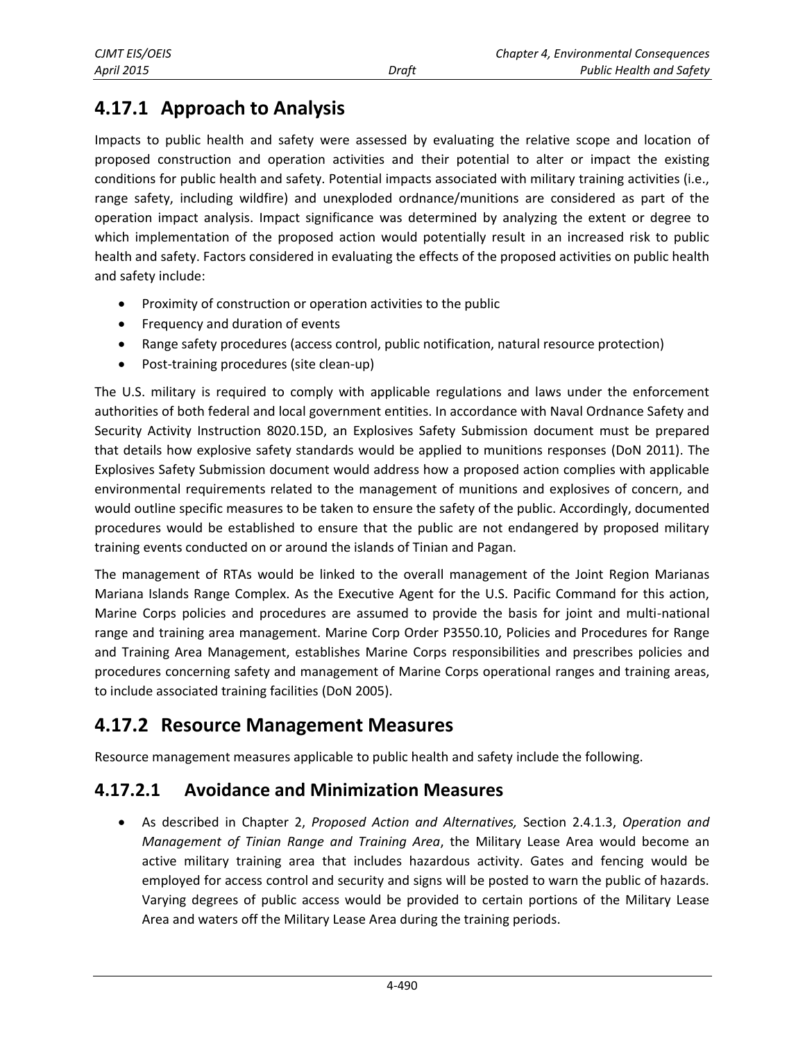## 4.17.1 Approach to Analysis

Impacts to public health and safety were assessed by evaluating the relative scope and location of proposed construction and operation activities and their potential to alter or impact the existing conditions for public health and safety. Potential impacts associated with military training activities (i.e., range safety, including wildfire) and unexploded ordnance/munitions are considered as part of the operation impact analysis. Impact significance was determined by analyzing the extent or degree to which implementation of the proposed action would potentially result in an increased risk to public health and safety. Factors considered in evaluating the effects of the proposed activities on public health and safety include:

- Proximity of construction or operation activities to the public
- Frequency and duration of events
- Range safety procedures (access control, public notification, natural resource protection)
- Post-training procedures (site clean-up)

The U.S. military is required to comply with applicable regulations and laws under the enforcement authorities of both federal and local government entities. In accordance with Naval Ordnance Safety and Security Activity Instruction 8020.15D, an Explosives Safety Submission document must be prepared that details how explosive safety standards would be applied to munitions responses (DoN 2011). The Explosives Safety Submission document would address how a proposed action complies with applicable environmental requirements related to the management of munitions and explosives of concern, and would outline specific measures to be taken to ensure the safety of the public. Accordingly, documented procedures would be established to ensure that the public are not endangered by proposed military training events conducted on or around the islands of Tinian and Pagan.

The management of RTAs would be linked to the overall management of the Joint Region Marianas Mariana Islands Range Complex. As the Executive Agent for the U.S. Pacific Command for this action, Marine Corps policies and procedures are assumed to provide the basis for joint and multi-national range and training area management. Marine Corp Order P3550.10, Policies and Procedures for Range and Training Area Management, establishes Marine Corps responsibilities and prescribes policies and procedures concerning safety and management of Marine Corps operational ranges and training areas, to include associated training facilities (DoN 2005).

## 4.17.2 Resource Management Measures

Resource management measures applicable to public health and safety include the following.

### 4.17.2.1 Avoidance and Minimization Measures

- As described in Chapter 2, *Proposed Action and Alternatives,* Section 2.4.1.3, *Operation and Management of Tinian Range and Training Area*, the Military Lease Area would become an active military training area that includes hazardous activity. Gates and fencing would be employed for access control and security and signs will be posted to warn the public of hazards. Varying degrees of public access would be provided to certain portions of the Military Lease Area and waters off the Military Lease Area during the training periods.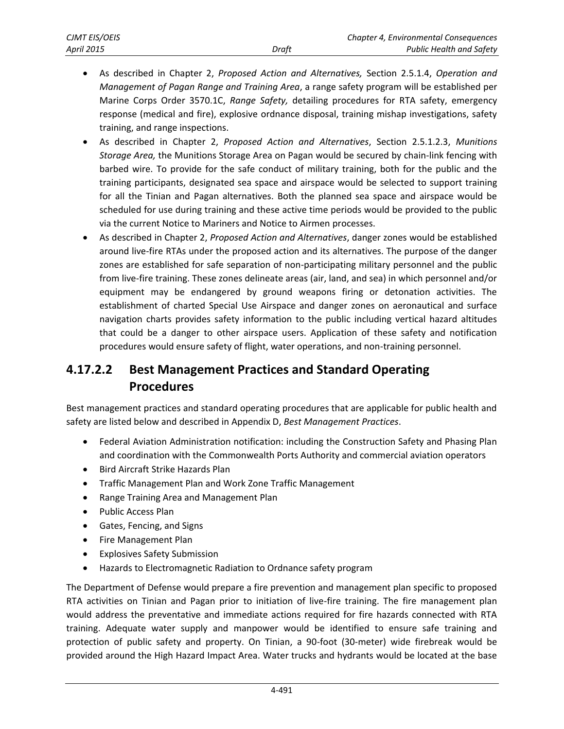- As described in Chapter 2, *Proposed Action and Alternatives,* Section 2.5.1.4, *Operation and Management of Pagan Range and Training Area*, a range safety program will be established per Marine Corps Order 3570.1C, *Range Safety,* detailing procedures for RTA safety, emergency response (medical and fire), explosive ordnance disposal, training mishap investigations, safety training, and range inspections.
- As described in Chapter 2, *Proposed Action and Alternatives*, Section 2.5.1.2.3, *Munitions Storage Area,* the Munitions Storage Area on Pagan would be secured by chain-link fencing with barbed wire. To provide for the safe conduct of military training, both for the public and the training participants, designated sea space and airspace would be selected to support training for all the Tinian and Pagan alternatives. Both the planned sea space and airspace would be scheduled for use during training and these active time periods would be provided to the public via the current Notice to Mariners and Notice to Airmen processes.
- As described in Chapter 2, *Proposed Action and Alternatives*, danger zones would be established around live-fire RTAs under the proposed action and its alternatives. The purpose of the danger zones are established for safe separation of non-participating military personnel and the public from live-fire training. These zones delineate areas (air, land, and sea) in which personnel and/or equipment may be endangered by ground weapons firing or detonation activities. The establishment of charted Special Use Airspace and danger zones on aeronautical and surface navigation charts provides safety information to the public including vertical hazard altitudes that could be a danger to other airspace users. Application of these safety and notification procedures would ensure safety of flight, water operations, and non-training personnel.

## 4.17.2.2 Best Management Practices and Standard Operating Procedures

Best management practices and standard operating procedures that are applicable for public health and safety are listed below and described in Appendix D, *Best Management Practices*.

- Federal Aviation Administration notification: including the Construction Safety and Phasing Plan and coordination with the Commonwealth Ports Authority and commercial aviation operators
- Bird Aircraft Strike Hazards Plan
- Traffic Management Plan and Work Zone Traffic Management
- Range Training Area and Management Plan
- Public Access Plan
- Gates, Fencing, and Signs
- Fire Management Plan
- Explosives Safety Submission
- Hazards to Electromagnetic Radiation to Ordnance safety program

The Department of Defense would prepare a fire prevention and management plan specific to proposed RTA activities on Tinian and Pagan prior to initiation of live-fire training. The fire management plan would address the preventative and immediate actions required for fire hazards connected with RTA training. Adequate water supply and manpower would be identified to ensure safe training and protection of public safety and property. On Tinian, a 90-foot (30-meter) wide firebreak would be provided around the High Hazard Impact Area. Water trucks and hydrants would be located at the base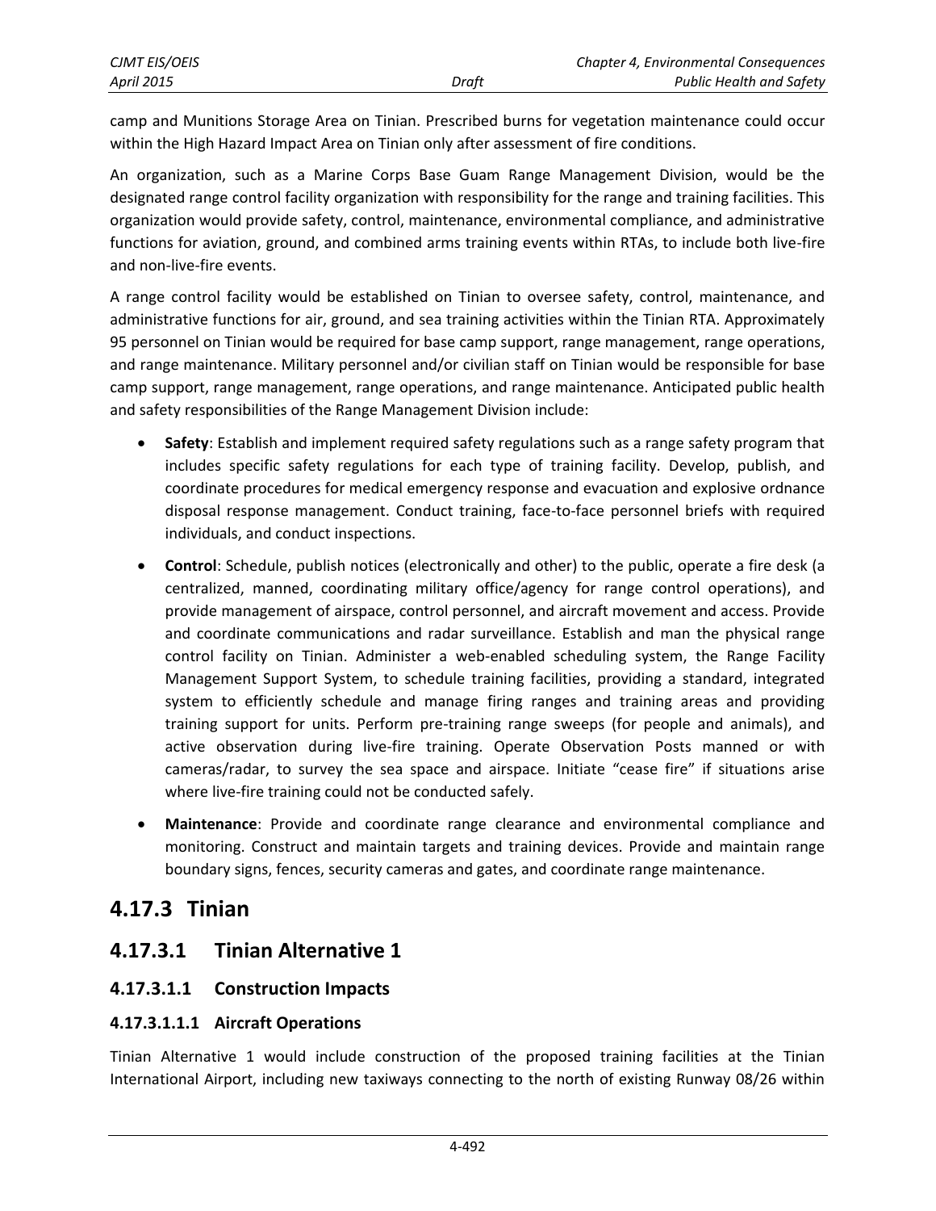camp and Munitions Storage Area on Tinian. Prescribed burns for vegetation maintenance could occur within the High Hazard Impact Area on Tinian only after assessment of fire conditions.

An organization, such as a Marine Corps Base Guam Range Management Division, would be the designated range control facility organization with responsibility for the range and training facilities. This organization would provide safety, control, maintenance, environmental compliance, and administrative functions for aviation, ground, and combined arms training events within RTAs, to include both live-fire and non-live-fire events.

A range control facility would be established on Tinian to oversee safety, control, maintenance, and administrative functions for air, ground, and sea training activities within the Tinian RTA. Approximately 95 personnel on Tinian would be required for base camp support, range management, range operations, and range maintenance. Military personnel and/or civilian staff on Tinian would be responsible for base camp support, range management, range operations, and range maintenance. Anticipated public health and safety responsibilities of the Range Management Division include:

- **Safety**: Establish and implement required safety regulations such as a range safety program that includes specific safety regulations for each type of training facility. Develop, publish, and coordinate procedures for medical emergency response and evacuation and explosive ordnance disposal response management. Conduct training, face-to-face personnel briefs with required individuals, and conduct inspections.
- **Control**: Schedule, publish notices (electronically and other) to the public, operate a fire desk (a centralized, manned, coordinating military office/agency for range control operations), and provide management of airspace, control personnel, and aircraft movement and access. Provide and coordinate communications and radar surveillance. Establish and man the physical range control facility on Tinian. Administer a web-enabled scheduling system, the Range Facility Management Support System, to schedule training facilities, providing a standard, integrated system to efficiently schedule and manage firing ranges and training areas and providing training support for units. Perform pre-training range sweeps (for people and animals), and active observation during live-fire training. Operate Observation Posts manned or with cameras/radar, to survey the sea space and airspace. Initiate "cease fire" if situations arise where live-fire training could not be conducted safely.
- **Maintenance**: Provide and coordinate range clearance and environmental compliance and monitoring. Construct and maintain targets and training devices. Provide and maintain range boundary signs, fences, security cameras and gates, and coordinate range maintenance.

# 4.17.3 Tinian

## 4.17.3.1 Tinian Alternative 1

### 4.17.3.1.1 Construction Impacts

#### 4.17.3.1.1.1 Aircraft Operations

Tinian Alternative 1 would include construction of the proposed training facilities at the Tinian International Airport, including new taxiways connecting to the north of existing Runway 08/26 within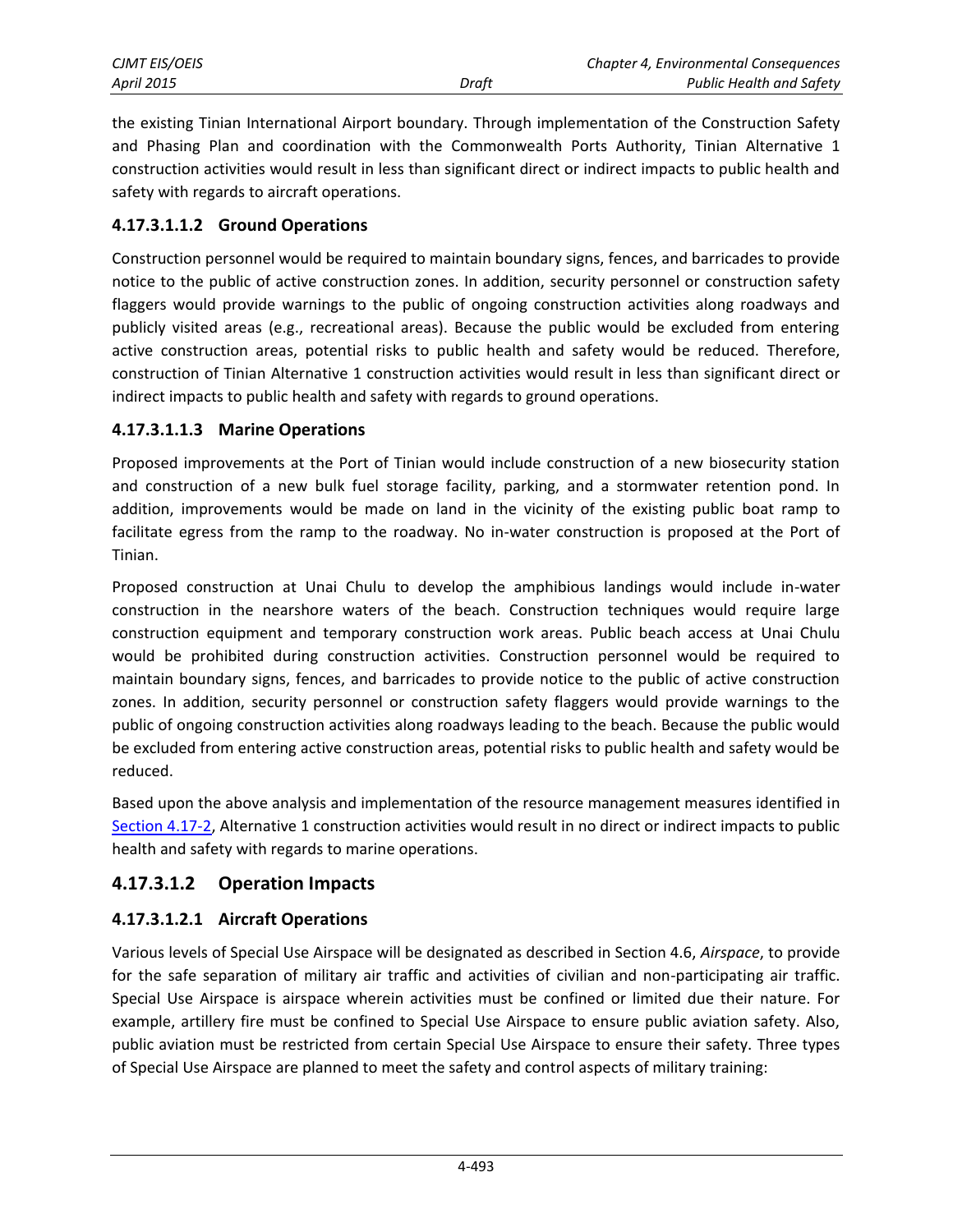the existing Tinian International Airport boundary. Through implementation of the Construction Safety and Phasing Plan and coordination with the Commonwealth Ports Authority, Tinian Alternative 1 construction activities would result in less than significant direct or indirect impacts to public health and safety with regards to aircraft operations.

#### 4.17.3.1.1.2 Ground Operations

Construction personnel would be required to maintain boundary signs, fences, and barricades to provide notice to the public of active construction zones. In addition, security personnel or construction safety flaggers would provide warnings to the public of ongoing construction activities along roadways and publicly visited areas (e.g., recreational areas). Because the public would be excluded from entering active construction areas, potential risks to public health and safety would be reduced. Therefore, construction of Tinian Alternative 1 construction activities would result in less than significant direct or indirect impacts to public health and safety with regards to ground operations.

#### 4.17.3.1.1.3 Marine Operations

Proposed improvements at the Port of Tinian would include construction of a new biosecurity station and construction of a new bulk fuel storage facility, parking, and a stormwater retention pond. In addition, improvements would be made on land in the vicinity of the existing public boat ramp to facilitate egress from the ramp to the roadway. No in-water construction is proposed at the Port of Tinian.

Proposed construction at Unai Chulu to develop the amphibious landings would include in-water construction in the nearshore waters of the beach. Construction techniques would require large construction equipment and temporary construction work areas. Public beach access at Unai Chulu would be prohibited during construction activities. Construction personnel would be required to maintain boundary signs, fences, and barricades to provide notice to the public of active construction zones. In addition, security personnel or construction safety flaggers would provide warnings to the public of ongoing construction activities along roadways leading to the beach. Because the public would be excluded from entering active construction areas, potential risks to public health and safety would be reduced.

Based upon the above analysis and implementation of the resource management measures identified in Section 4.17-2, Alternative 1 construction activities would result in no direct or indirect impacts to public health and safety with regards to marine operations.

### 4.17.3.1.2 Operation Impacts

#### 4.17.3.1.2.1 Aircraft Operations

Various levels of Special Use Airspace will be designated as described in Section 4.6, *Airspace*, to provide for the safe separation of military air traffic and activities of civilian and non-participating air traffic. Special Use Airspace is airspace wherein activities must be confined or limited due their nature. For example, artillery fire must be confined to Special Use Airspace to ensure public aviation safety. Also, public aviation must be restricted from certain Special Use Airspace to ensure their safety. Three types of Special Use Airspace are planned to meet the safety and control aspects of military training: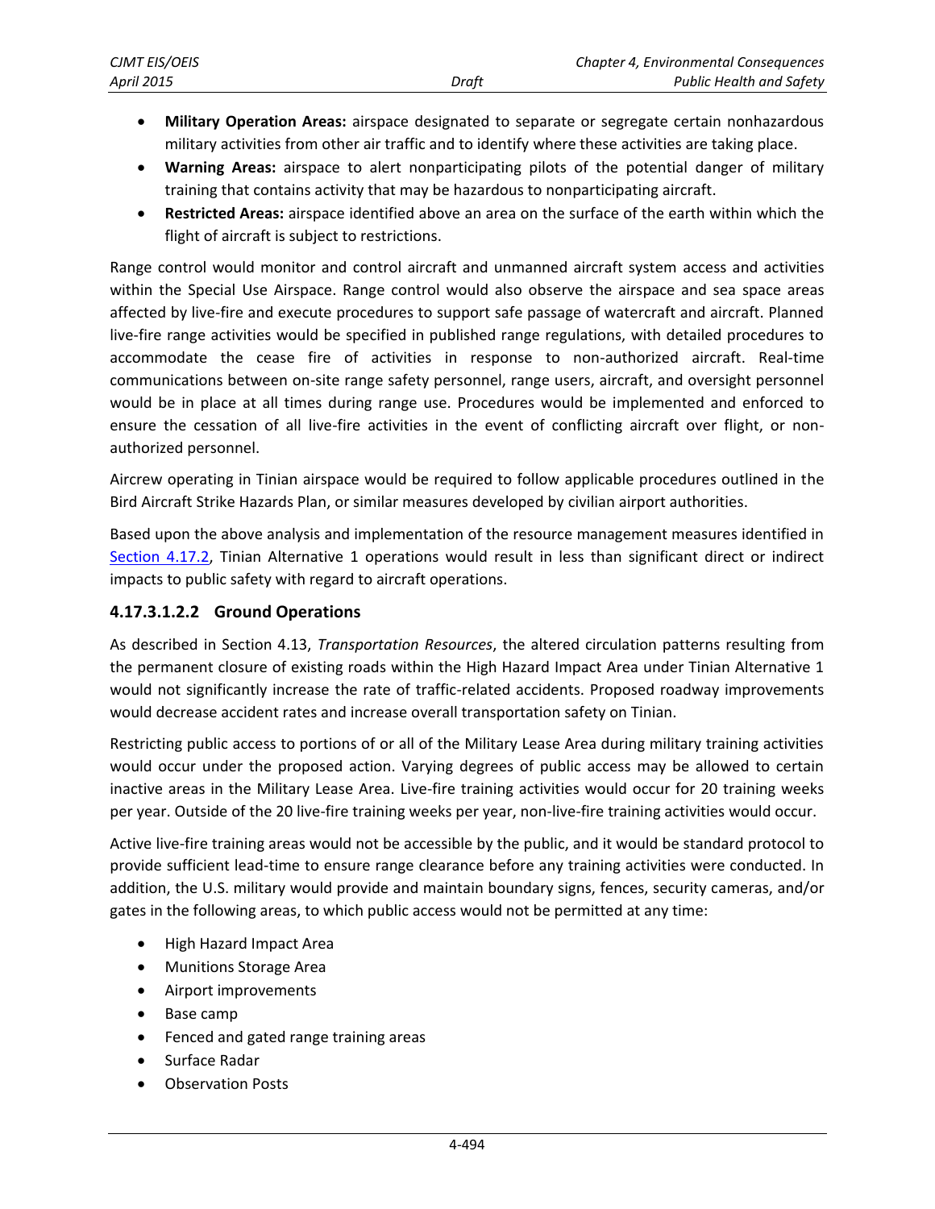- **Military Operation Areas:** airspace designated to separate or segregate certain nonhazardous military activities from other air traffic and to identify where these activities are taking place.
- **Warning Areas:** airspace to alert nonparticipating pilots of the potential danger of military training that contains activity that may be hazardous to nonparticipating aircraft.
- **Restricted Areas:** airspace identified above an area on the surface of the earth within which the flight of aircraft is subject to restrictions.

Range control would monitor and control aircraft and unmanned aircraft system access and activities within the Special Use Airspace. Range control would also observe the airspace and sea space areas affected by live-fire and execute procedures to support safe passage of watercraft and aircraft. Planned live-fire range activities would be specified in published range regulations, with detailed procedures to accommodate the cease fire of activities in response to non-authorized aircraft. Real-time communications between on-site range safety personnel, range users, aircraft, and oversight personnel would be in place at all times during range use. Procedures would be implemented and enforced to ensure the cessation of all live-fire activities in the event of conflicting aircraft over flight, or non-authorized personnel.

Aircrew operating in Tinian airspace would be required to follow applicable procedures outlined in the Bird Aircraft Strike Hazards Plan, or similar measures developed by civilian airport authorities.

Based upon the above analysis and implementation of the resource management measures identified in Section 4.17.2, Tinian Alternative 1 operations would result in less than significant direct or indirect impacts to public safety with regard to aircraft operations.

### 4.17.3.1.2.2 Ground Operations

As described in Section 4.13, *Transportation Resources*, the altered circulation patterns resulting from the permanent closure of existing roads within the High Hazard Impact Area under Tinian Alternative 1 would not significantly increase the rate of traffic-related accidents. Proposed roadway improvements would decrease accident rates and increase overall transportation safety on Tinian.

Restricting public access to portions of or all of the Military Lease Area during military training activities would occur under the proposed action. Varying degrees of public access may be allowed to certain inactive areas in the Military Lease Area. Live-fire training activities would occur for 20 training weeks per year. Outside of the 20 live-fire training weeks per year, non-live-fire training activities would occur.

Active live-fire training areas would not be accessible by the public, and it would be standard protocol to provide sufficient lead-time to ensure range clearance before any training activities were conducted. In addition, the U.S. military would provide and maintain boundary signs, fences, security cameras, and/or gates in the following areas, to which public access would not be permitted at any time:

- High Hazard Impact Area
- Munitions Storage Area
- Airport improvements
- Base camp
- Fenced and gated range training areas
- Surface Radar
- Observation Posts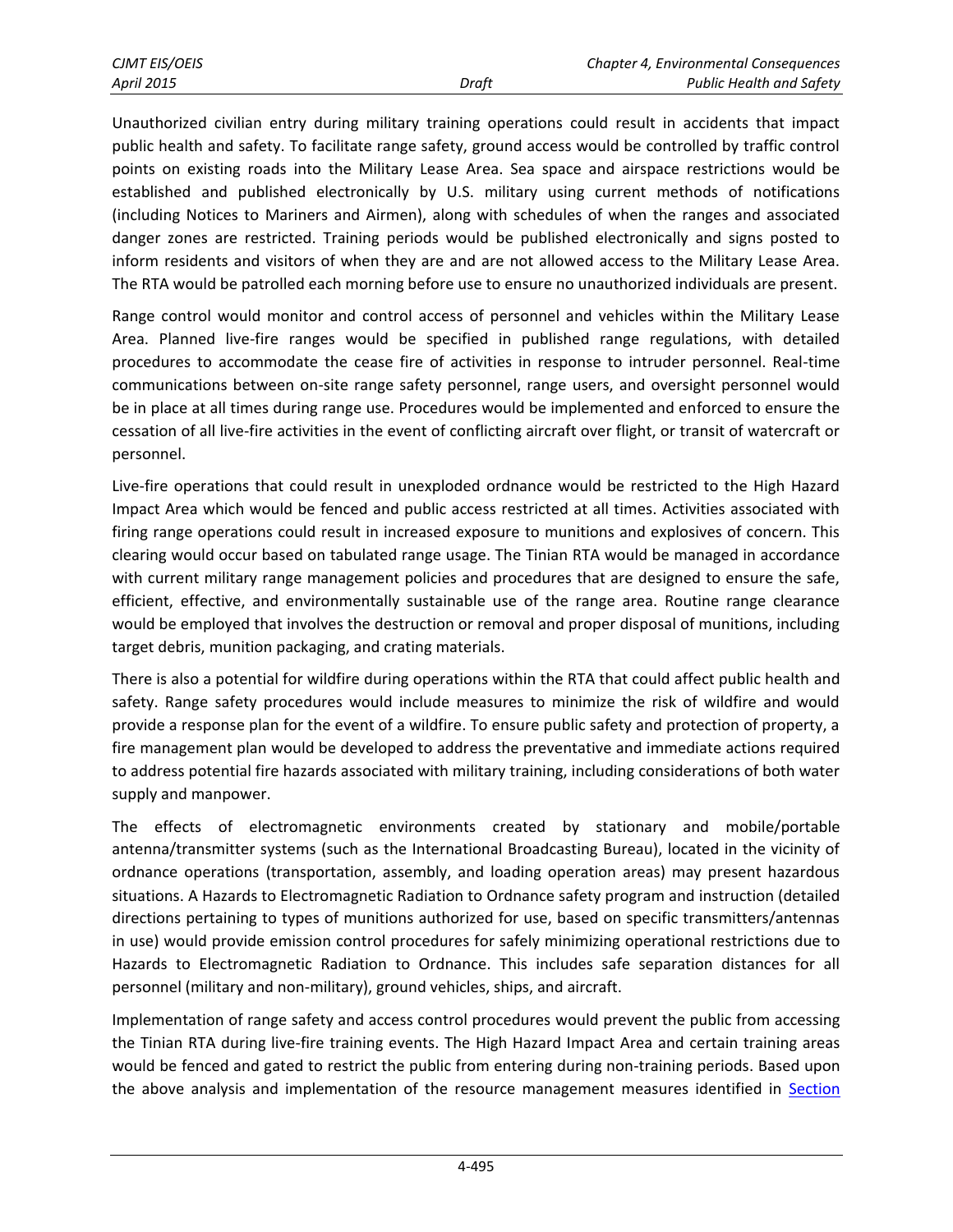Unauthorized civilian entry during military training operations could result in accidents that impact public health and safety. To facilitate range safety, ground access would be controlled by traffic control points on existing roads into the Military Lease Area. Sea space and airspace restrictions would be established and published electronically by U.S. military using current methods of notifications (including Notices to Mariners and Airmen), along with schedules of when the ranges and associated danger zones are restricted. Training periods would be published electronically and signs posted to inform residents and visitors of when they are and are not allowed access to the Military Lease Area. The RTA would be patrolled each morning before use to ensure no unauthorized individuals are present.

Range control would monitor and control access of personnel and vehicles within the Military Lease Area. Planned live-fire ranges would be specified in published range regulations, with detailed procedures to accommodate the cease fire of activities in response to intruder personnel. Real-time communications between on-site range safety personnel, range users, and oversight personnel would be in place at all times during range use. Procedures would be implemented and enforced to ensure the cessation of all live-fire activities in the event of conflicting aircraft over flight, or transit of watercraft or personnel.

Live-fire operations that could result in unexploded ordnance would be restricted to the High Hazard Impact Area which would be fenced and public access restricted at all times. Activities associated with firing range operations could result in increased exposure to munitions and explosives of concern. This clearing would occur based on tabulated range usage. The Tinian RTA would be managed in accordance with current military range management policies and procedures that are designed to ensure the safe, efficient, effective, and environmentally sustainable use of the range area. Routine range clearance would be employed that involves the destruction or removal and proper disposal of munitions, including target debris, munition packaging, and crating materials.

There is also a potential for wildfire during operations within the RTA that could affect public health and safety. Range safety procedures would include measures to minimize the risk of wildfire and would provide a response plan for the event of a wildfire. To ensure public safety and protection of property, a fire management plan would be developed to address the preventative and immediate actions required to address potential fire hazards associated with military training, including considerations of both water supply and manpower.

The effects of electromagnetic environments created by stationary and mobile/portable antenna/transmitter systems (such as the International Broadcasting Bureau), located in the vicinity of ordnance operations (transportation, assembly, and loading operation areas) may present hazardous situations. A Hazards to Electromagnetic Radiation to Ordnance safety program and instruction (detailed directions pertaining to types of munitions authorized for use, based on specific transmitters/antennas in use) would provide emission control procedures for safely minimizing operational restrictions due to Hazards to Electromagnetic Radiation to Ordnance. This includes safe separation distances for all personnel (military and non-military), ground vehicles, ships, and aircraft.

Implementation of range safety and access control procedures would prevent the public from accessing the Tinian RTA during live-fire training events. The High Hazard Impact Area and certain training areas would be fenced and gated to restrict the public from entering during non-training periods. Based upon the above analysis and implementation of the resource management measures identified in Section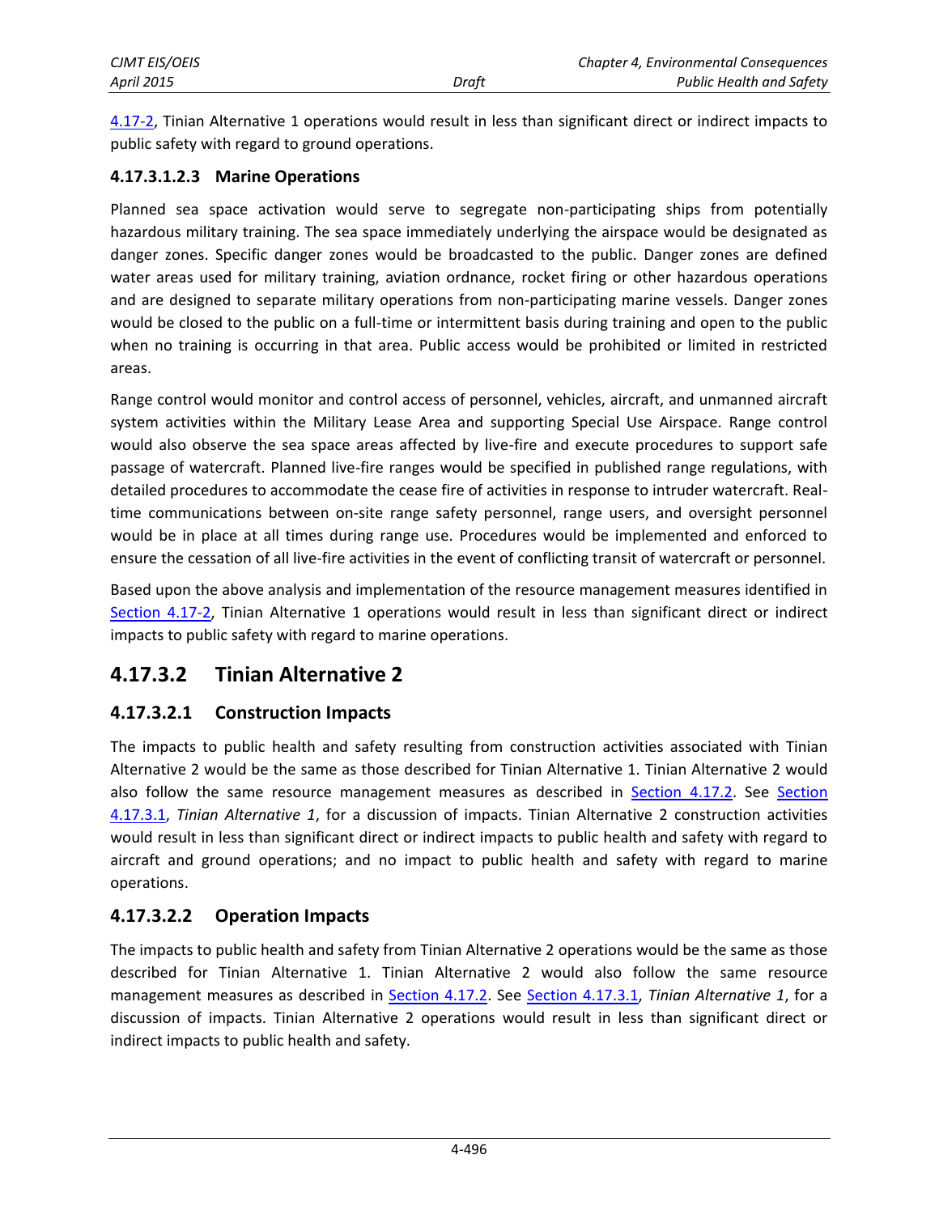4.17-2, Tinian Alternative 1 operations would result in less than significant direct or indirect impacts to public safety with regard to ground operations.

#### 4.17.3.1.2.3 Marine Operations

Planned sea space activation would serve to segregate non-participating ships from potentially hazardous military training. The sea space immediately underlying the airspace would be designated as danger zones. Specific danger zones would be broadcasted to the public. Danger zones are defined water areas used for military training, aviation ordnance, rocket firing or other hazardous operations and are designed to separate military operations from non-participating marine vessels. Danger zones would be closed to the public on a full-time or intermittent basis during training and open to the public when no training is occurring in that area. Public access would be prohibited or limited in restricted areas.

Range control would monitor and control access of personnel, vehicles, aircraft, and unmanned aircraft system activities within the Military Lease Area and supporting Special Use Airspace. Range control would also observe the sea space areas affected by live-fire and execute procedures to support safe passage of watercraft. Planned live-fire ranges would be specified in published range regulations, with detailed procedures to accommodate the cease fire of activities in response to intruder watercraft. Real-time communications between on-site range safety personnel, range users, and oversight personnel would be in place at all times during range use. Procedures would be implemented and enforced to ensure the cessation of all live-fire activities in the event of conflicting transit of watercraft or personnel.

Based upon the above analysis and implementation of the resource management measures identified in Section 4.17-2, Tinian Alternative 1 operations would result in less than significant direct or indirect impacts to public safety with regard to marine operations.

## 4.17.3.2 Tinian Alternative 2

### 4.17.3.2.1 Construction Impacts

The impacts to public health and safety resulting from construction activities associated with Tinian Alternative 2 would be the same as those described for Tinian Alternative 1. Tinian Alternative 2 would also follow the same resource management measures as described in Section 4.17.2. See Section 4.17.3.1, *Tinian Alternative 1*, for a discussion of impacts. Tinian Alternative 2 construction activities would result in less than significant direct or indirect impacts to public health and safety with regard to aircraft and ground operations; and no impact to public health and safety with regard to marine operations.

### 4.17.3.2.2 Operation Impacts

The impacts to public health and safety from Tinian Alternative 2 operations would be the same as those described for Tinian Alternative 1. Tinian Alternative 2 would also follow the same resource management measures as described in Section 4.17.2. See Section 4.17.3.1, *Tinian Alternative 1*, for a discussion of impacts. Tinian Alternative 2 operations would result in less than significant direct or indirect impacts to public health and safety.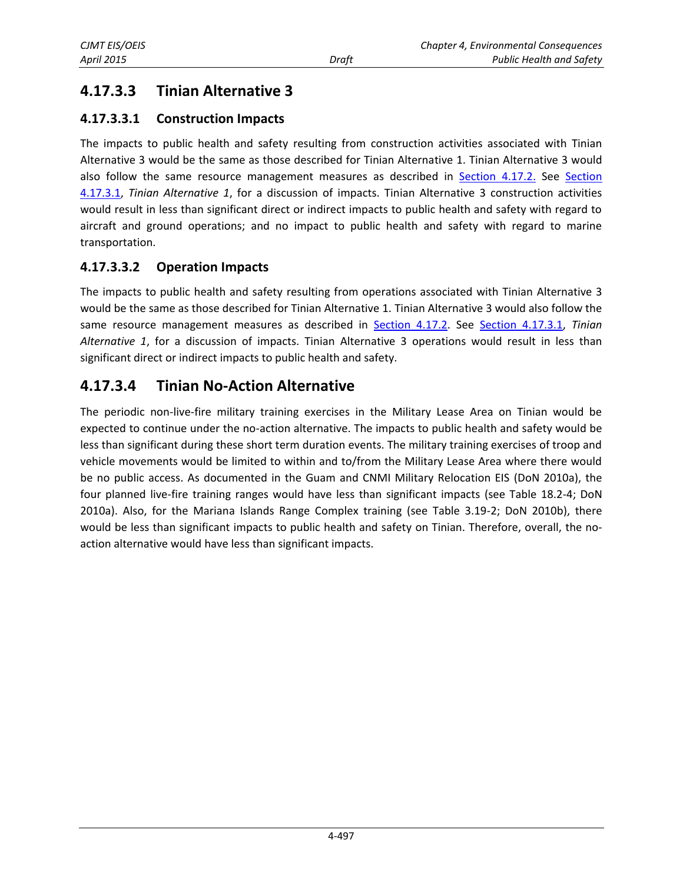## 4.17.3.3 Tinian Alternative 3

### 4.17.3.3.1 Construction Impacts

The impacts to public health and safety resulting from construction activities associated with Tinian Alternative 3 would be the same as those described for Tinian Alternative 1. Tinian Alternative 3 would also follow the same resource management measures as described in Section 4.17.2. See Section 4.17.3.1, *Tinian Alternative 1*, for a discussion of impacts. Tinian Alternative 3 construction activities would result in less than significant direct or indirect impacts to public health and safety with regard to aircraft and ground operations; and no impact to public health and safety with regard to marine transportation.

### 4.17.3.3.2 Operation Impacts

The impacts to public health and safety resulting from operations associated with Tinian Alternative 3 would be the same as those described for Tinian Alternative 1. Tinian Alternative 3 would also follow the same resource management measures as described in Section 4.17.2. See Section 4.17.3.1, *Tinian Alternative 1*, for a discussion of impacts. Tinian Alternative 3 operations would result in less than significant direct or indirect impacts to public health and safety.

## 4.17.3.4 Tinian No-Action Alternative

The periodic non-live-fire military training exercises in the Military Lease Area on Tinian would be expected to continue under the no-action alternative. The impacts to public health and safety would be less than significant during these short term duration events. The military training exercises of troop and vehicle movements would be limited to within and to/from the Military Lease Area where there would be no public access. As documented in the Guam and CNMI Military Relocation EIS (DoN 2010a), the four planned live-fire training ranges would have less than significant impacts (see Table 18.2-4; DoN 2010a). Also, for the Mariana Islands Range Complex training (see Table 3.19-2; DoN 2010b), there would be less than significant impacts to public health and safety on Tinian. Therefore, overall, the no-action alternative would have less than significant impacts.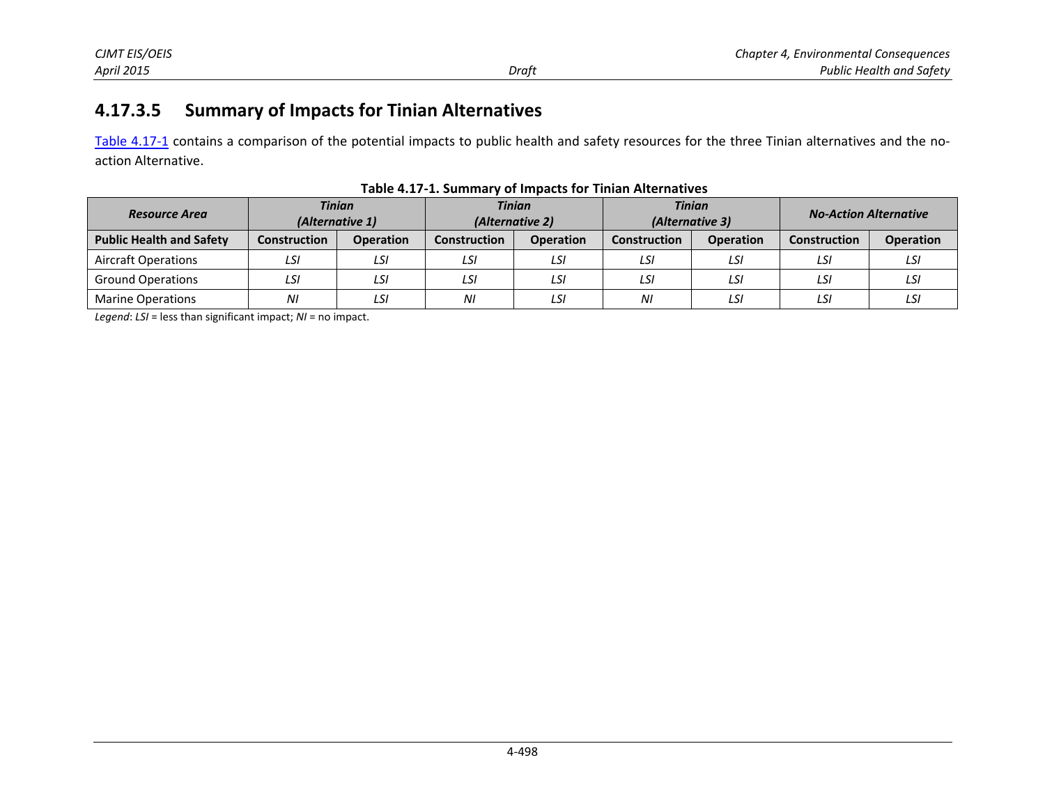### 4.17.3.5 Summary of Impacts for Tinian Alternatives

Table 4.17-1 contains a comparison of the potential impacts to public health and safety resources for the three Tinian alternatives and the no-action Alternative.

**Table 4.17-1. Summary of Impacts for Tinian Alternatives**

| ***Resource Area*** | ***Tinian (Alternative 1)*** | | ***Tinian (Alternative 2)*** | | ***Tinian (Alternative 3)*** | | ***No-Action Alternative*** | |
|---|---|---|---|---|---|---|---|---|
| **Public Health and Safety** | **Construction** | **Operation** | **Construction** | **Operation** | **Construction** | **Operation** | **Construction** | **Operation** |
| Aircraft Operations | *LSI* | *LSI* | *LSI* | *LSI* | *LSI* | *LSI* | *LSI* | *LSI* |
| Ground Operations | *LSI* | *LSI* | *LSI* | *LSI* | *LSI* | *LSI* | *LSI* | *LSI* |
| Marine Operations | *NI* | *LSI* | *NI* | *LSI* | *NI* | *LSI* | *LSI* | *LSI* |

*Legend*: *LSI* = less than significant impact; *NI* = no impact.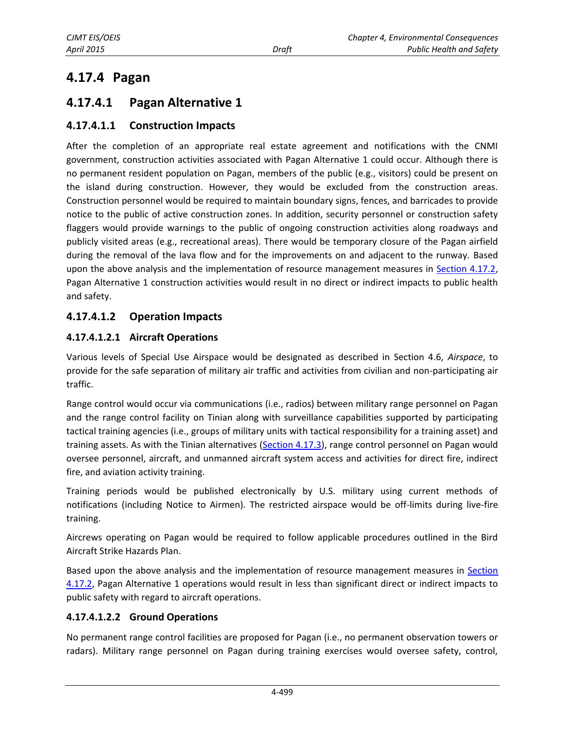## 4.17.4 Pagan

### 4.17.4.1 Pagan Alternative 1

#### 4.17.4.1.1 Construction Impacts

After the completion of an appropriate real estate agreement and notifications with the CNMI government, construction activities associated with Pagan Alternative 1 could occur. Although there is no permanent resident population on Pagan, members of the public (e.g., visitors) could be present on the island during construction. However, they would be excluded from the construction areas. Construction personnel would be required to maintain boundary signs, fences, and barricades to provide notice to the public of active construction zones. In addition, security personnel or construction safety flaggers would provide warnings to the public of ongoing construction activities along roadways and publicly visited areas (e.g., recreational areas). There would be temporary closure of the Pagan airfield during the removal of the lava flow and for the improvements on and adjacent to the runway. Based upon the above analysis and the implementation of resource management measures in Section 4.17.2, Pagan Alternative 1 construction activities would result in no direct or indirect impacts to public health and safety.

#### 4.17.4.1.2 Operation Impacts

##### 4.17.4.1.2.1 Aircraft Operations

Various levels of Special Use Airspace would be designated as described in Section 4.6, *Airspace*, to provide for the safe separation of military air traffic and activities from civilian and non-participating air traffic.

Range control would occur via communications (i.e., radios) between military range personnel on Pagan and the range control facility on Tinian along with surveillance capabilities supported by participating tactical training agencies (i.e., groups of military units with tactical responsibility for a training asset) and training assets. As with the Tinian alternatives (Section 4.17.3), range control personnel on Pagan would oversee personnel, aircraft, and unmanned aircraft system access and activities for direct fire, indirect fire, and aviation activity training.

Training periods would be published electronically by U.S. military using current methods of notifications (including Notice to Airmen). The restricted airspace would be off-limits during live-fire training.

Aircrews operating on Pagan would be required to follow applicable procedures outlined in the Bird Aircraft Strike Hazards Plan.

Based upon the above analysis and the implementation of resource management measures in Section 4.17.2, Pagan Alternative 1 operations would result in less than significant direct or indirect impacts to public safety with regard to aircraft operations.

##### 4.17.4.1.2.2 Ground Operations

No permanent range control facilities are proposed for Pagan (i.e., no permanent observation towers or radars). Military range personnel on Pagan during training exercises would oversee safety, control,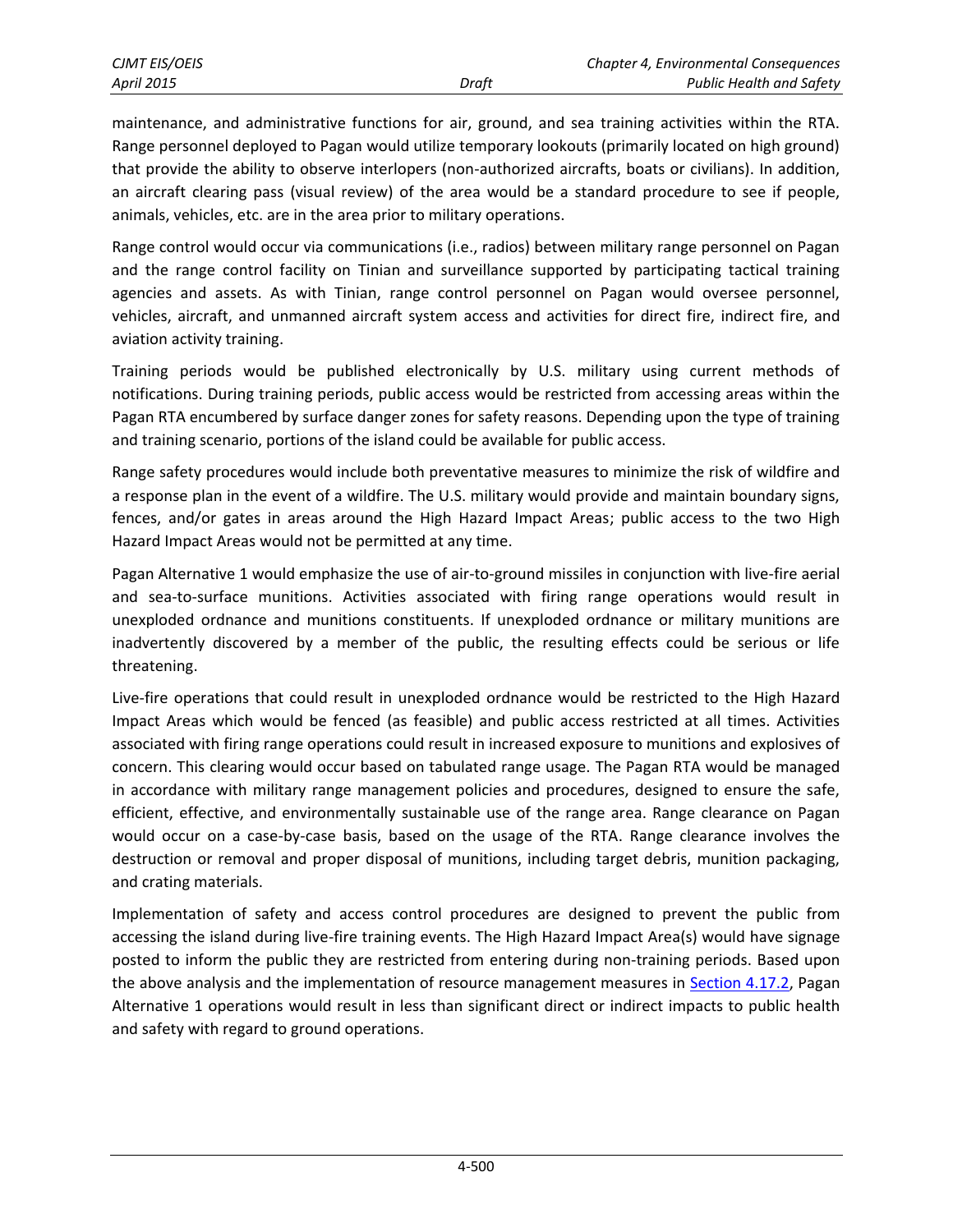maintenance, and administrative functions for air, ground, and sea training activities within the RTA. Range personnel deployed to Pagan would utilize temporary lookouts (primarily located on high ground) that provide the ability to observe interlopers (non-authorized aircrafts, boats or civilians). In addition, an aircraft clearing pass (visual review) of the area would be a standard procedure to see if people, animals, vehicles, etc. are in the area prior to military operations.

Range control would occur via communications (i.e., radios) between military range personnel on Pagan and the range control facility on Tinian and surveillance supported by participating tactical training agencies and assets. As with Tinian, range control personnel on Pagan would oversee personnel, vehicles, aircraft, and unmanned aircraft system access and activities for direct fire, indirect fire, and aviation activity training.

Training periods would be published electronically by U.S. military using current methods of notifications. During training periods, public access would be restricted from accessing areas within the Pagan RTA encumbered by surface danger zones for safety reasons. Depending upon the type of training and training scenario, portions of the island could be available for public access.

Range safety procedures would include both preventative measures to minimize the risk of wildfire and a response plan in the event of a wildfire. The U.S. military would provide and maintain boundary signs, fences, and/or gates in areas around the High Hazard Impact Areas; public access to the two High Hazard Impact Areas would not be permitted at any time.

Pagan Alternative 1 would emphasize the use of air-to-ground missiles in conjunction with live-fire aerial and sea-to-surface munitions. Activities associated with firing range operations would result in unexploded ordnance and munitions constituents. If unexploded ordnance or military munitions are inadvertently discovered by a member of the public, the resulting effects could be serious or life threatening.

Live-fire operations that could result in unexploded ordnance would be restricted to the High Hazard Impact Areas which would be fenced (as feasible) and public access restricted at all times. Activities associated with firing range operations could result in increased exposure to munitions and explosives of concern. This clearing would occur based on tabulated range usage. The Pagan RTA would be managed in accordance with military range management policies and procedures, designed to ensure the safe, efficient, effective, and environmentally sustainable use of the range area. Range clearance on Pagan would occur on a case-by-case basis, based on the usage of the RTA. Range clearance involves the destruction or removal and proper disposal of munitions, including target debris, munition packaging, and crating materials.

Implementation of safety and access control procedures are designed to prevent the public from accessing the island during live-fire training events. The High Hazard Impact Area(s) would have signage posted to inform the public they are restricted from entering during non-training periods. Based upon the above analysis and the implementation of resource management measures in Section 4.17.2, Pagan Alternative 1 operations would result in less than significant direct or indirect impacts to public health and safety with regard to ground operations.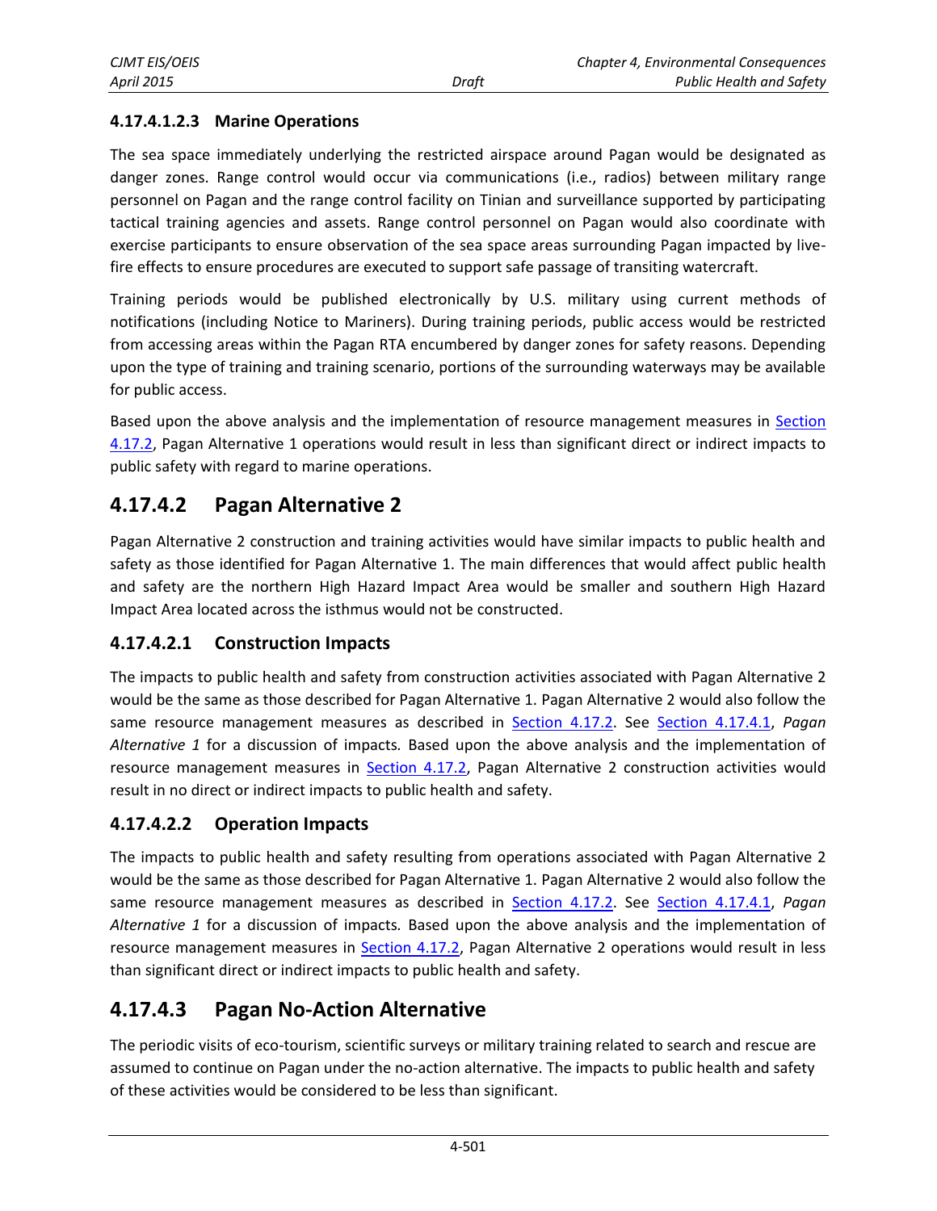#### 4.17.4.1.2.3 Marine Operations

The sea space immediately underlying the restricted airspace around Pagan would be designated as danger zones. Range control would occur via communications (i.e., radios) between military range personnel on Pagan and the range control facility on Tinian and surveillance supported by participating tactical training agencies and assets. Range control personnel on Pagan would also coordinate with exercise participants to ensure observation of the sea space areas surrounding Pagan impacted by live-fire effects to ensure procedures are executed to support safe passage of transiting watercraft.

Training periods would be published electronically by U.S. military using current methods of notifications (including Notice to Mariners). During training periods, public access would be restricted from accessing areas within the Pagan RTA encumbered by danger zones for safety reasons. Depending upon the type of training and training scenario, portions of the surrounding waterways may be available for public access.

Based upon the above analysis and the implementation of resource management measures in Section 4.17.2, Pagan Alternative 1 operations would result in less than significant direct or indirect impacts to public safety with regard to marine operations.

## 4.17.4.2 Pagan Alternative 2

Pagan Alternative 2 construction and training activities would have similar impacts to public health and safety as those identified for Pagan Alternative 1. The main differences that would affect public health and safety are the northern High Hazard Impact Area would be smaller and southern High Hazard Impact Area located across the isthmus would not be constructed.

### 4.17.4.2.1 Construction Impacts

The impacts to public health and safety from construction activities associated with Pagan Alternative 2 would be the same as those described for Pagan Alternative 1. Pagan Alternative 2 would also follow the same resource management measures as described in Section 4.17.2. See Section 4.17.4.1, *Pagan Alternative 1* for a discussion of impacts. Based upon the above analysis and the implementation of resource management measures in Section 4.17.2, Pagan Alternative 2 construction activities would result in no direct or indirect impacts to public health and safety.

### 4.17.4.2.2 Operation Impacts

The impacts to public health and safety resulting from operations associated with Pagan Alternative 2 would be the same as those described for Pagan Alternative 1. Pagan Alternative 2 would also follow the same resource management measures as described in Section 4.17.2. See Section 4.17.4.1, *Pagan Alternative 1* for a discussion of impacts. Based upon the above analysis and the implementation of resource management measures in Section 4.17.2, Pagan Alternative 2 operations would result in less than significant direct or indirect impacts to public health and safety.

## 4.17.4.3 Pagan No-Action Alternative

The periodic visits of eco-tourism, scientific surveys or military training related to search and rescue are assumed to continue on Pagan under the no-action alternative. The impacts to public health and safety of these activities would be considered to be less than significant.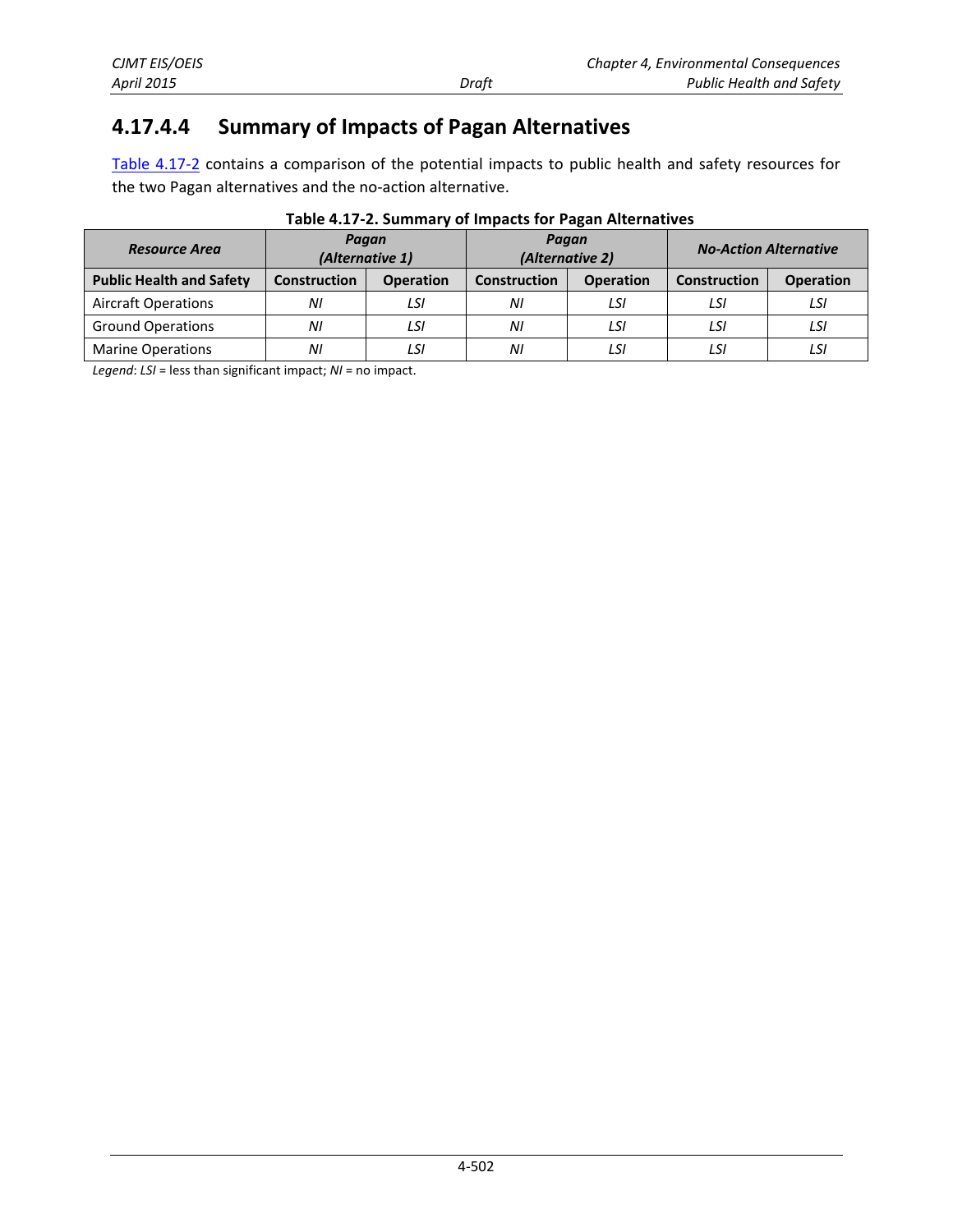### 4.17.4.4 Summary of Impacts of Pagan Alternatives

Table 4.17-2 contains a comparison of the potential impacts to public health and safety resources for the two Pagan alternatives and the no-action alternative.

**Table 4.17-2. Summary of Impacts for Pagan Alternatives**

| *Resource Area* | *Pagan (Alternative 1)* | | *Pagan (Alternative 2)* | | *No-Action Alternative* | |
|---|---|---|---|---|---|---|
| **Public Health and Safety** | **Construction** | **Operation** | **Construction** | **Operation** | **Construction** | **Operation** |
| Aircraft Operations | *NI* | *LSI* | *NI* | *LSI* | *LSI* | *LSI* |
| Ground Operations | *NI* | *LSI* | *NI* | *LSI* | *LSI* | *LSI* |
| Marine Operations | *NI* | *LSI* | *NI* | *LSI* | *LSI* | *LSI* |

*Legend*: *LSI* = less than significant impact; *NI* = no impact.